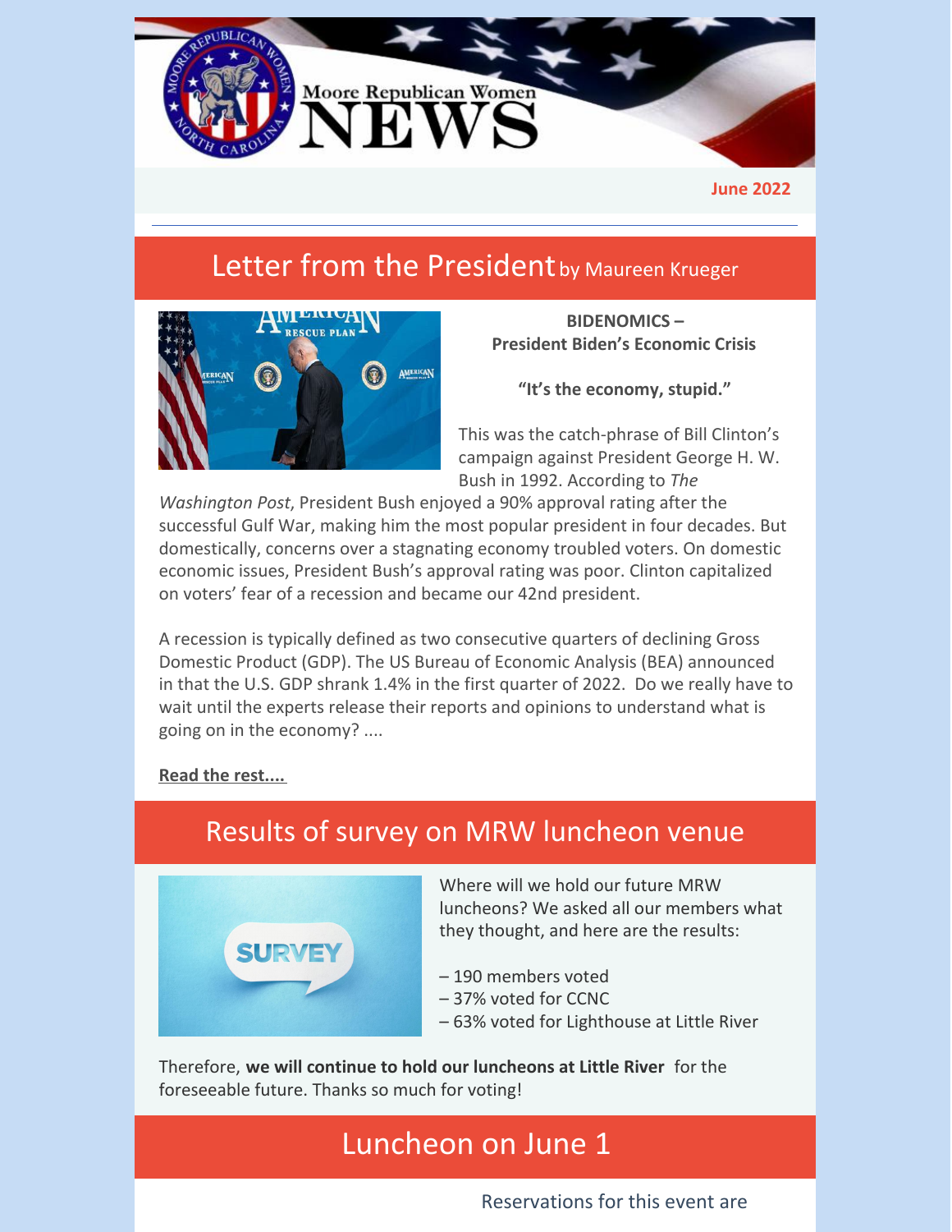# Moore Republican Women NEWS

June 2022

## Letter from the President by Maureen Krueger

**BIDENOMICS – President Biden's Economic Crisis**

**"It's the economy, stupid."**

This was the catch-phrase of Bill Clinton's campaign against President George H. W. Bush in 1992. According to *The Washington Post*, President Bush enjoyed a 90% approval rating after the successful Gulf War, making him the most popular president in four decades. But domestically, concerns over a stagnating economy troubled voters. On domestic economic issues, President Bush's approval rating was poor. Clinton capitalized on voters' fear of a recession and became our 42nd president.

A recession is typically defined as two consecutive quarters of declining Gross Domestic Product (GDP). The US Bureau of Economic Analysis (BEA) announced in that the U.S. GDP shrank 1.4% in the first quarter of 2022. Do we really have to wait until the experts release their reports and opinions to understand what is going on in the economy? ....

**Read the rest....**

## Results of survey on MRW luncheon venue

Where will we hold our future MRW luncheons? We asked all our members what they thought, and here are the results:

– 190 members voted
– 37% voted for CCNC
– 63% voted for Lighthouse at Little River

Therefore, **we will continue to hold our luncheons at Little River** for the foreseeable future. Thanks so much for voting!

## Luncheon on June 1

Reservations for this event are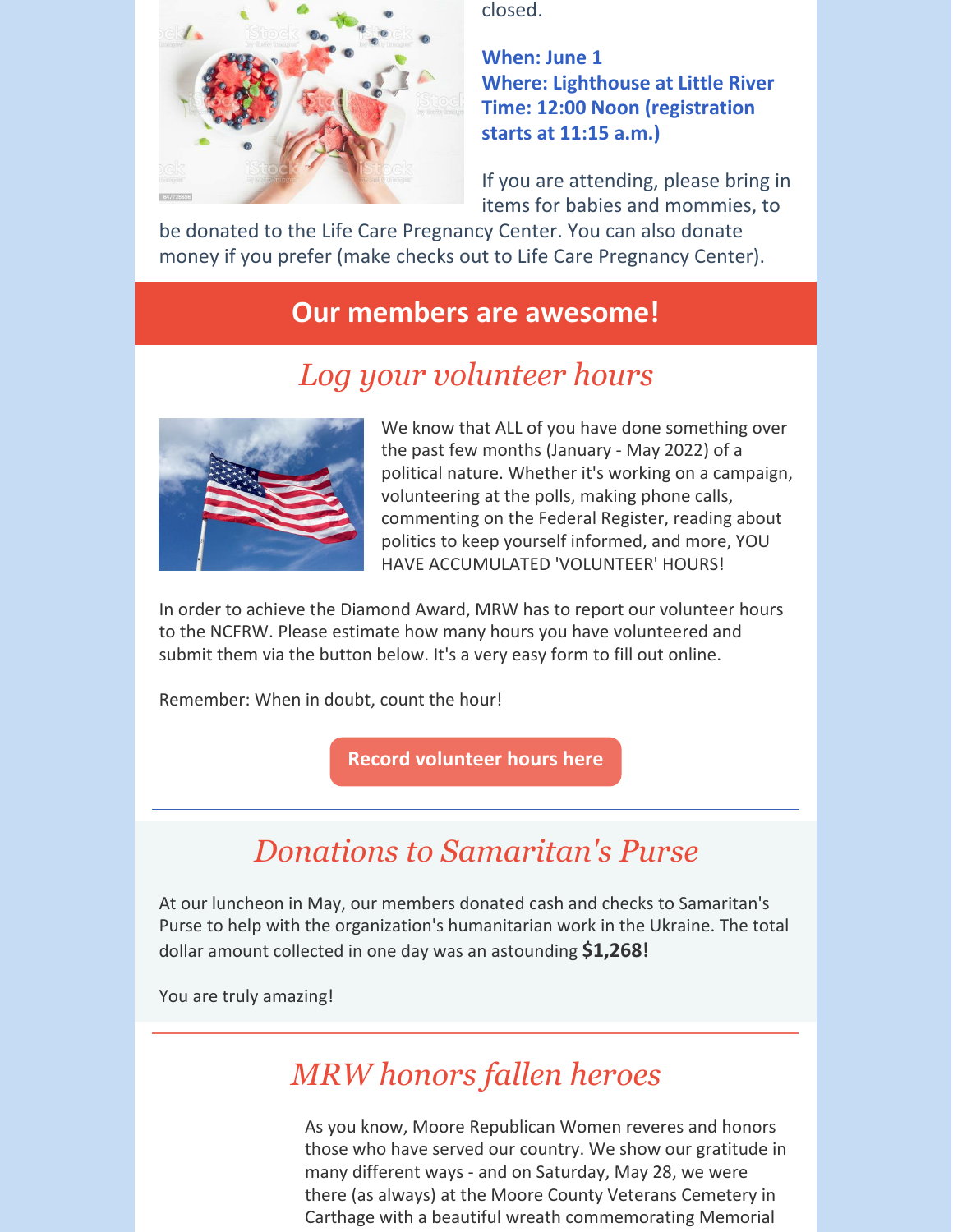closed.

**When: June 1**
**Where: Lighthouse at Little River**
**Time: 12:00 Noon (registration starts at 11:15 a.m.)**

If you are attending, please bring in items for babies and mommies, to be donated to the Life Care Pregnancy Center. You can also donate money if you prefer (make checks out to Life Care Pregnancy Center).

## Our members are awesome!

### *Log your volunteer hours*

We know that ALL of you have done something over the past few months (January - May 2022) of a political nature. Whether it's working on a campaign, volunteering at the polls, making phone calls, commenting on the Federal Register, reading about politics to keep yourself informed, and more, YOU HAVE ACCUMULATED 'VOLUNTEER' HOURS!

In order to achieve the Diamond Award, MRW has to report our volunteer hours to the NCFRW. Please estimate how many hours you have volunteered and submit them via the button below. It's a very easy form to fill out online.

Remember: When in doubt, count the hour!

**Record volunteer hours here**

---

### *Donations to Samaritan's Purse*

At our luncheon in May, our members donated cash and checks to Samaritan's Purse to help with the organization's humanitarian work in the Ukraine. The total dollar amount collected in one day was an astounding **$1,268!**

You are truly amazing!

---

### *MRW honors fallen heroes*

As you know, Moore Republican Women reveres and honors those who have served our country. We show our gratitude in many different ways - and on Saturday, May 28, we were there (as always) at the Moore County Veterans Cemetery in Carthage with a beautiful wreath commemorating Memorial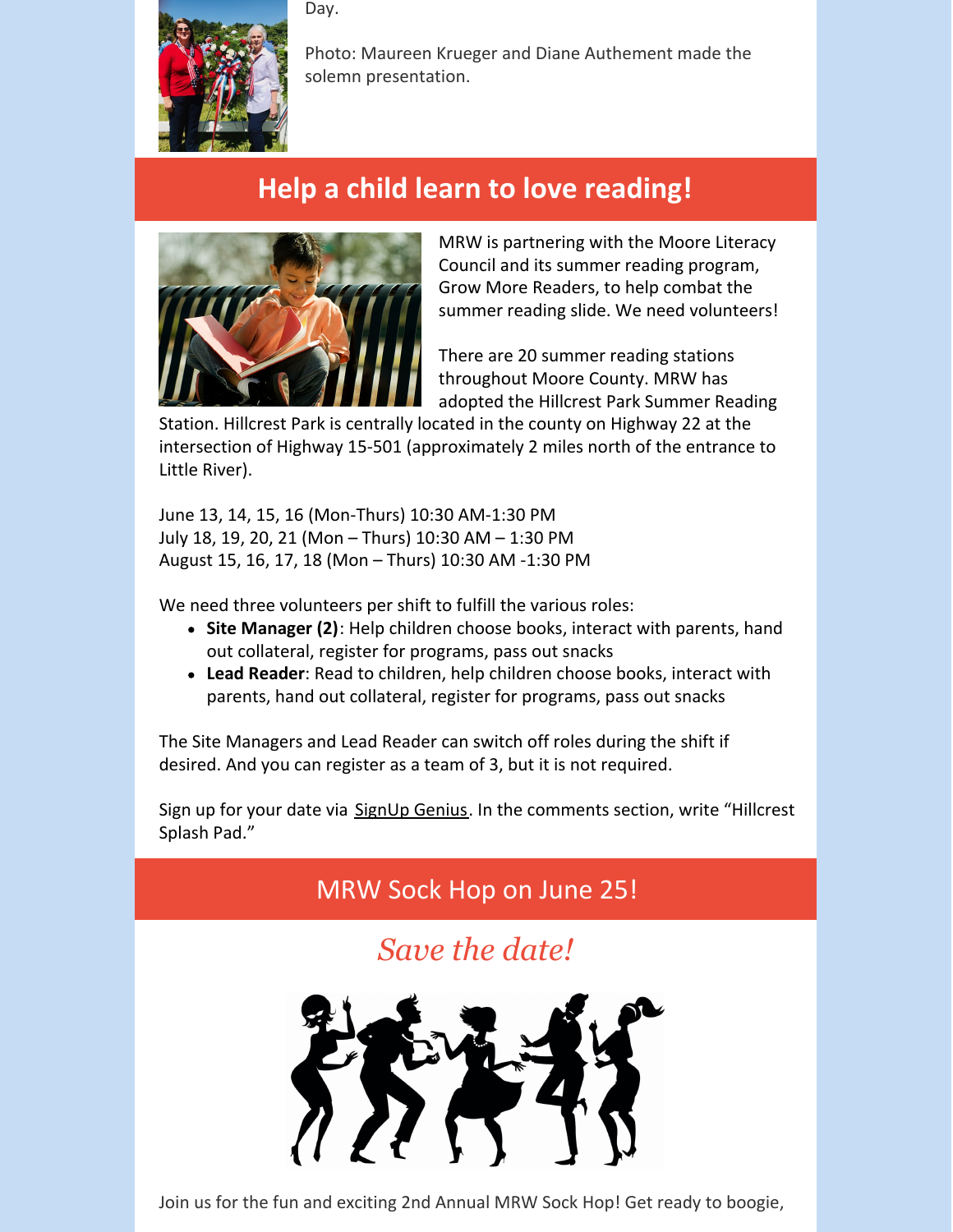Day.

Photo: Maureen Krueger and Diane Authement made the solemn presentation.

## Help a child learn to love reading!

MRW is partnering with the Moore Literacy Council and its summer reading program, Grow More Readers, to help combat the summer reading slide. We need volunteers!

There are 20 summer reading stations throughout Moore County. MRW has adopted the Hillcrest Park Summer Reading Station. Hillcrest Park is centrally located in the county on Highway 22 at the intersection of Highway 15-501 (approximately 2 miles north of the entrance to Little River).

June 13, 14, 15, 16 (Mon-Thurs) 10:30 AM-1:30 PM
July 18, 19, 20, 21 (Mon – Thurs) 10:30 AM – 1:30 PM
August 15, 16, 17, 18 (Mon – Thurs) 10:30 AM -1:30 PM

We need three volunteers per shift to fulfill the various roles:

- **Site Manager (2)**: Help children choose books, interact with parents, hand out collateral, register for programs, pass out snacks
- **Lead Reader**: Read to children, help children choose books, interact with parents, hand out collateral, register for programs, pass out snacks

The Site Managers and Lead Reader can switch off roles during the shift if desired. And you can register as a team of 3, but it is not required.

Sign up for your date via SignUp Genius. In the comments section, write "Hillcrest Splash Pad."

## MRW Sock Hop on June 25!

*Save the date!*

Join us for the fun and exciting 2nd Annual MRW Sock Hop! Get ready to boogie,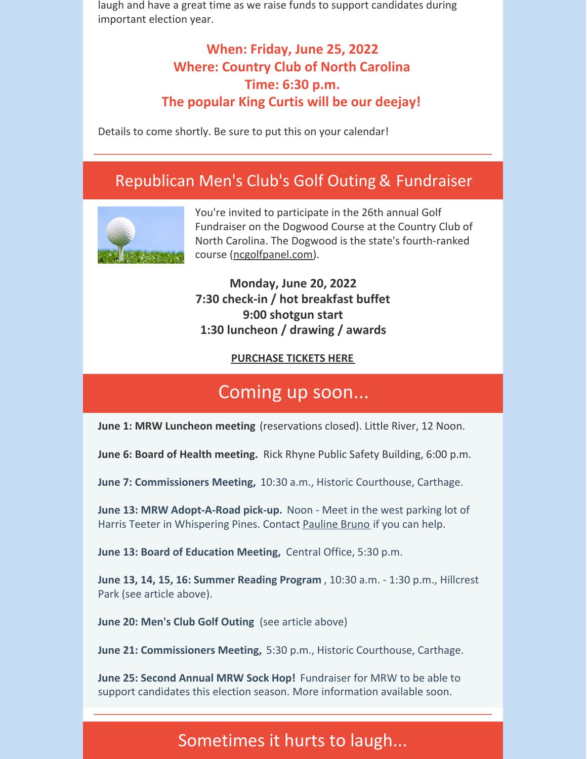laugh and have a great time as we raise funds to support candidates during important election year.

**When: Friday, June 25, 2022**
**Where: Country Club of North Carolina**
**Time: 6:30 p.m.**
**The popular King Curtis will be our deejay!**

Details to come shortly. Be sure to put this on your calendar!

## Republican Men's Club's Golf Outing & Fundraiser

You're invited to participate in the 26th annual Golf Fundraiser on the Dogwood Course at the Country Club of North Carolina. The Dogwood is the state's fourth-ranked course (ncgolfpanel.com).

**Monday, June 20, 2022**
**7:30 check-in / hot breakfast buffet**
**9:00 shotgun start**
**1:30 luncheon / drawing / awards**

**PURCHASE TICKETS HERE**

## Coming up soon...

**June 1: MRW Luncheon meeting** (reservations closed). Little River, 12 Noon.

**June 6: Board of Health meeting.** Rick Rhyne Public Safety Building, 6:00 p.m.

**June 7: Commissioners Meeting,** 10:30 a.m., Historic Courthouse, Carthage.

**June 13: MRW Adopt-A-Road pick-up.** Noon - Meet in the west parking lot of Harris Teeter in Whispering Pines. Contact Pauline Bruno if you can help.

**June 13: Board of Education Meeting,** Central Office, 5:30 p.m.

**June 13, 14, 15, 16: Summer Reading Program** , 10:30 a.m. - 1:30 p.m., Hillcrest Park (see article above).

**June 20: Men's Club Golf Outing** (see article above)

**June 21: Commissioners Meeting,** 5:30 p.m., Historic Courthouse, Carthage.

**June 25: Second Annual MRW Sock Hop!** Fundraiser for MRW to be able to support candidates this election season. More information available soon.

## Sometimes it hurts to laugh...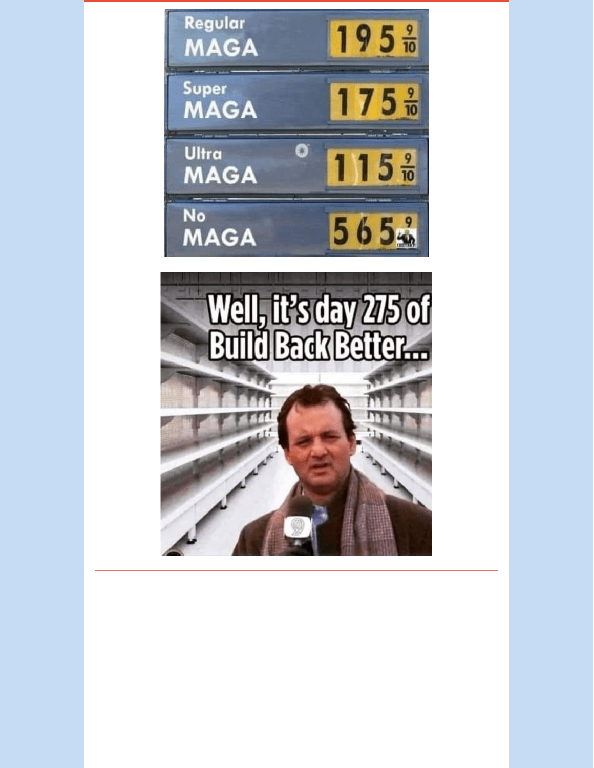Regular MAGA 195 9/10

Super MAGA 175 9/10

Ultra MAGA 115 9/10

No MAGA 565 9

Well, it's day 275 of Build Back Better...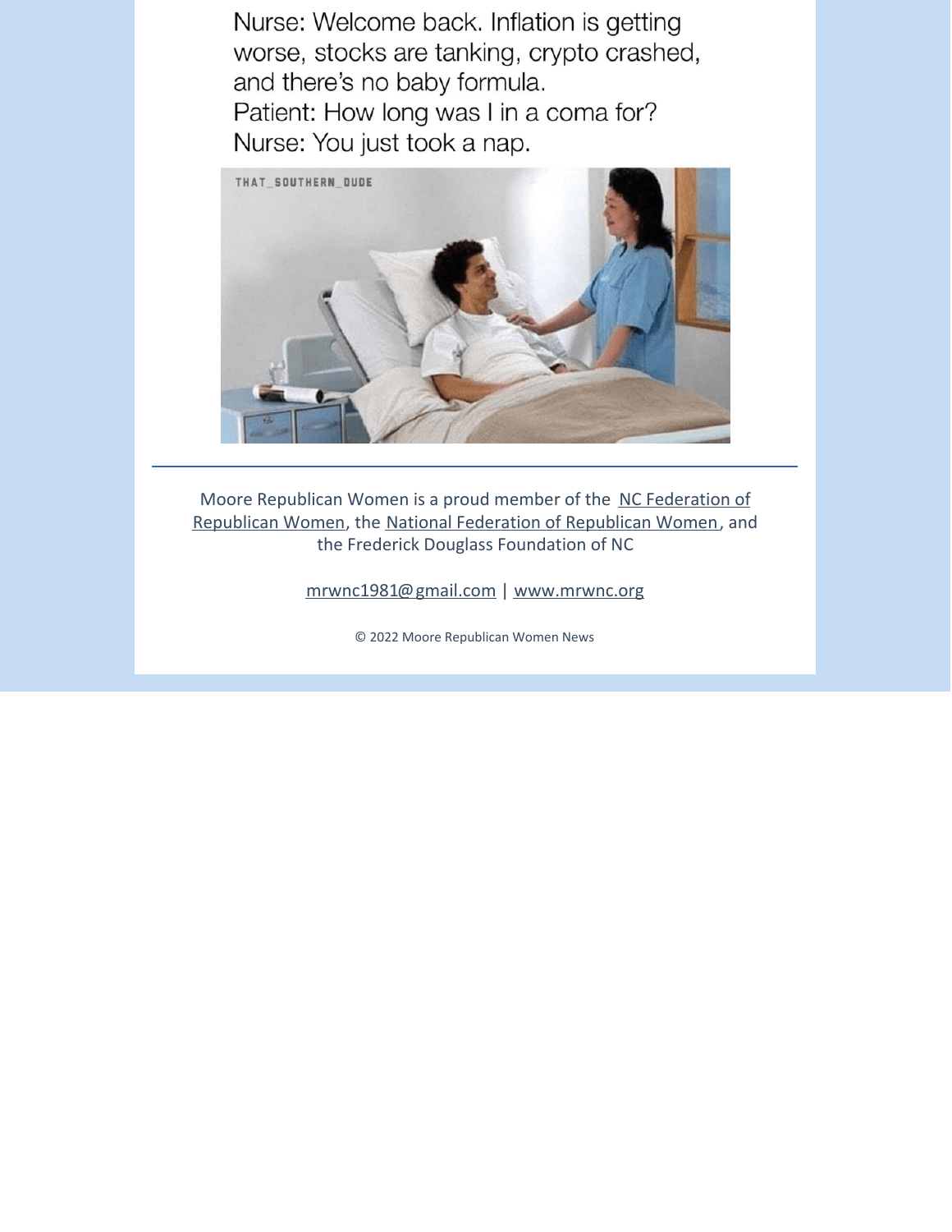Nurse: Welcome back. Inflation is getting worse, stocks are tanking, crypto crashed, and there's no baby formula.
Patient: How long was I in a coma for?
Nurse: You just took a nap.

THAT_SOUTHERN_DUDE

---

Moore Republican Women is a proud member of the NC Federation of Republican Women, the National Federation of Republican Women, and the Frederick Douglass Foundation of NC

mrwnc1981@gmail.com | www.mrwnc.org

© 2022 Moore Republican Women News